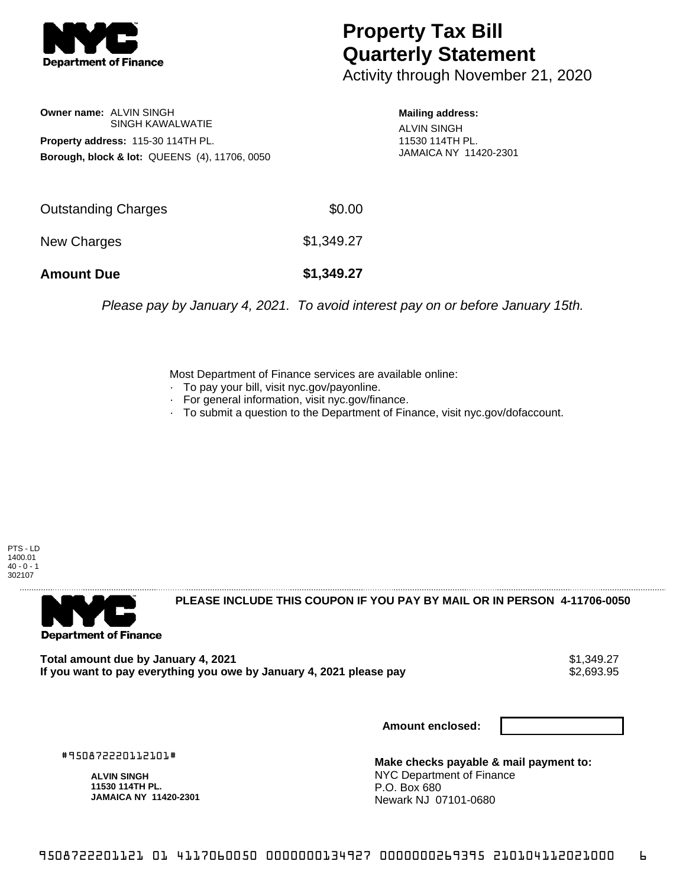# Property Tax Bill Quarterly Statement

Activity through November 21, 2020

**Owner name:** ALVIN SINGH
SINGH KAWALWATIE

**Property address:** 115-30 114TH PL.

**Borough, block & lot:** QUEENS (4), 11706, 0050

**Mailing address:**
ALVIN SINGH
11530 114TH PL.
JAMAICA NY 11420-2301

| | |
|---|---|
| Outstanding Charges | $0.00 |
| New Charges | $1,349.27 |
| **Amount Due** | **$1,349.27** |

*Please pay by January 4, 2021. To avoid interest pay on or before January 15th.*

Most Department of Finance services are available online:
- To pay your bill, visit nyc.gov/payonline.
- For general information, visit nyc.gov/finance.
- To submit a question to the Department of Finance, visit nyc.gov/dofaccount.

PTS - LD
1400.01
40 - 0 - 1
302107

**PLEASE INCLUDE THIS COUPON IF YOU PAY BY MAIL OR IN PERSON 4-11706-0050**

| | |
|---|---|
| **Total amount due by January 4, 2021** | $1,349.27 |
| **If you want to pay everything you owe by January 4, 2021 please pay** | $2,693.95 |

**Amount enclosed:**

#950872220112101#

**ALVIN SINGH**
**11530 114TH PL.**
**JAMAICA NY 11420-2301**

**Make checks payable & mail payment to:**
NYC Department of Finance
P.O. Box 680
Newark NJ 07101-0680

9508722201121 01 4117060050 0000000134927 0000000269395 210104112021000 6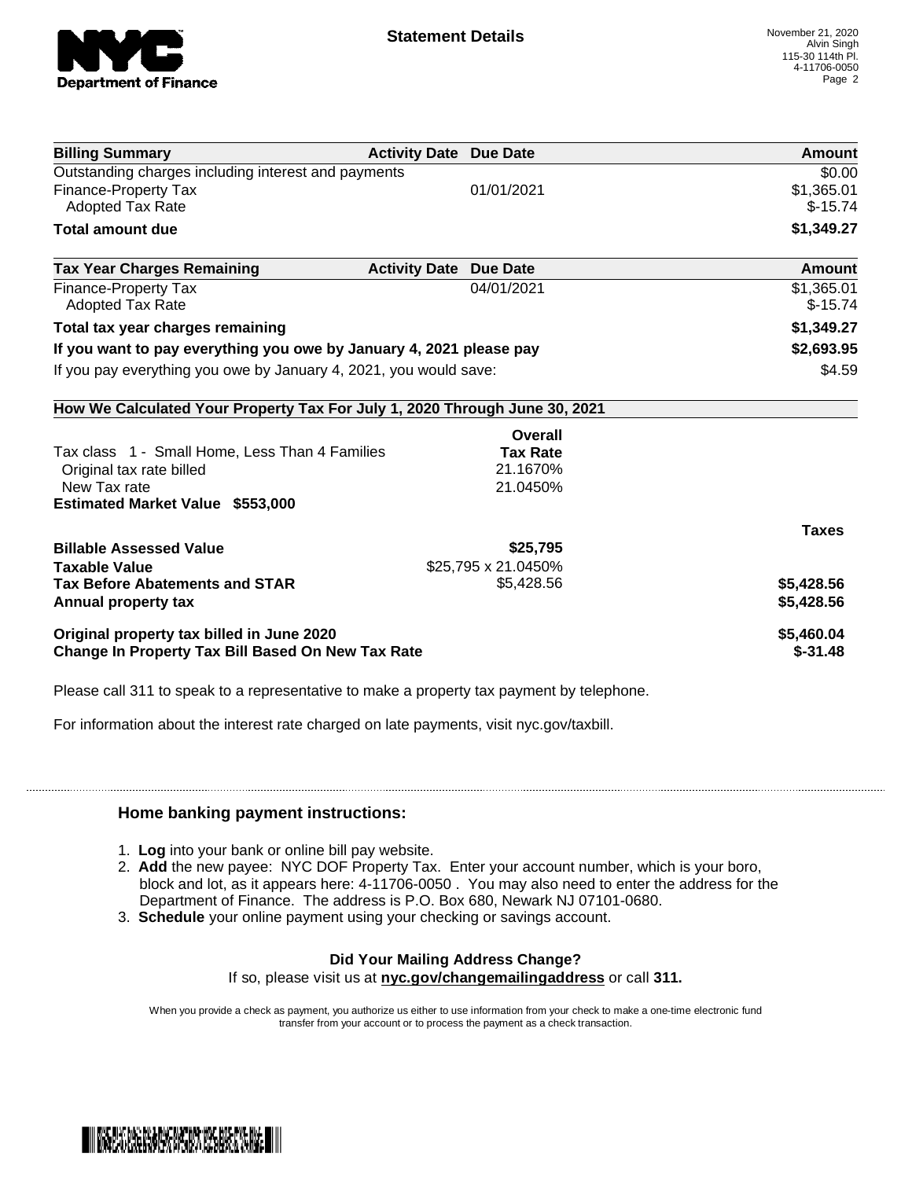# Statement Details

November 21, 2020
Alvin Singh
115-30 114th Pl.
4-11706-0050

| Billing Summary | Activity Date | Due Date | Amount |
|---|---|---|---|
| Outstanding charges including interest and payments | | | $0.00 |
| Finance-Property Tax | | 01/01/2021 | $1,365.01 |
| Adopted Tax Rate | | | $-15.74 |
| **Total amount due** | | | **$1,349.27** |

| Tax Year Charges Remaining | Activity Date | Due Date | Amount |
|---|---|---|---|
| Finance-Property Tax | | 04/01/2021 | $1,365.01 |
| Adopted Tax Rate | | | $-15.74 |
| **Total tax year charges remaining** | | | **$1,349.27** |
| **If you want to pay everything you owe by January 4, 2021 please pay** | | | **$2,693.95** |
| If you pay everything you owe by January 4, 2021, you would save: | | | $4.59 |

**How We Calculated Your Property Tax For July 1, 2020 Through June 30, 2021**

| | Overall Tax Rate | Taxes |
|---|---|---|
| Tax class 1 - Small Home, Less Than 4 Families | | |
| Original tax rate billed | 21.1670% | |
| New Tax rate | 21.0450% | |
| **Estimated Market Value $553,000** | | |
| **Billable Assessed Value** | **$25,795** | |
| **Taxable Value** | $25,795 x 21.0450% | |
| **Tax Before Abatements and STAR** | $5,428.56 | **$5,428.56** |
| **Annual property tax** | | **$5,428.56** |
| **Original property tax billed in June 2020** | | **$5,460.04** |
| **Change In Property Tax Bill Based On New Tax Rate** | | **$-31.48** |

Please call 311 to speak to a representative to make a property tax payment by telephone.

For information about the interest rate charged on late payments, visit nyc.gov/taxbill.

## Home banking payment instructions:

1. **Log** into your bank or online bill pay website.
2. **Add** the new payee: NYC DOF Property Tax. Enter your account number, which is your boro, block and lot, as it appears here: 4-11706-0050 . You may also need to enter the address for the Department of Finance. The address is P.O. Box 680, Newark NJ 07101-0680.
3. **Schedule** your online payment using your checking or savings account.

**Did Your Mailing Address Change?**
If so, please visit us at **nyc.gov/changemailingaddress** or call **311.**

When you provide a check as payment, you authorize us either to use information from your check to make a one-time electronic fund transfer from your account or to process the payment as a check transaction.